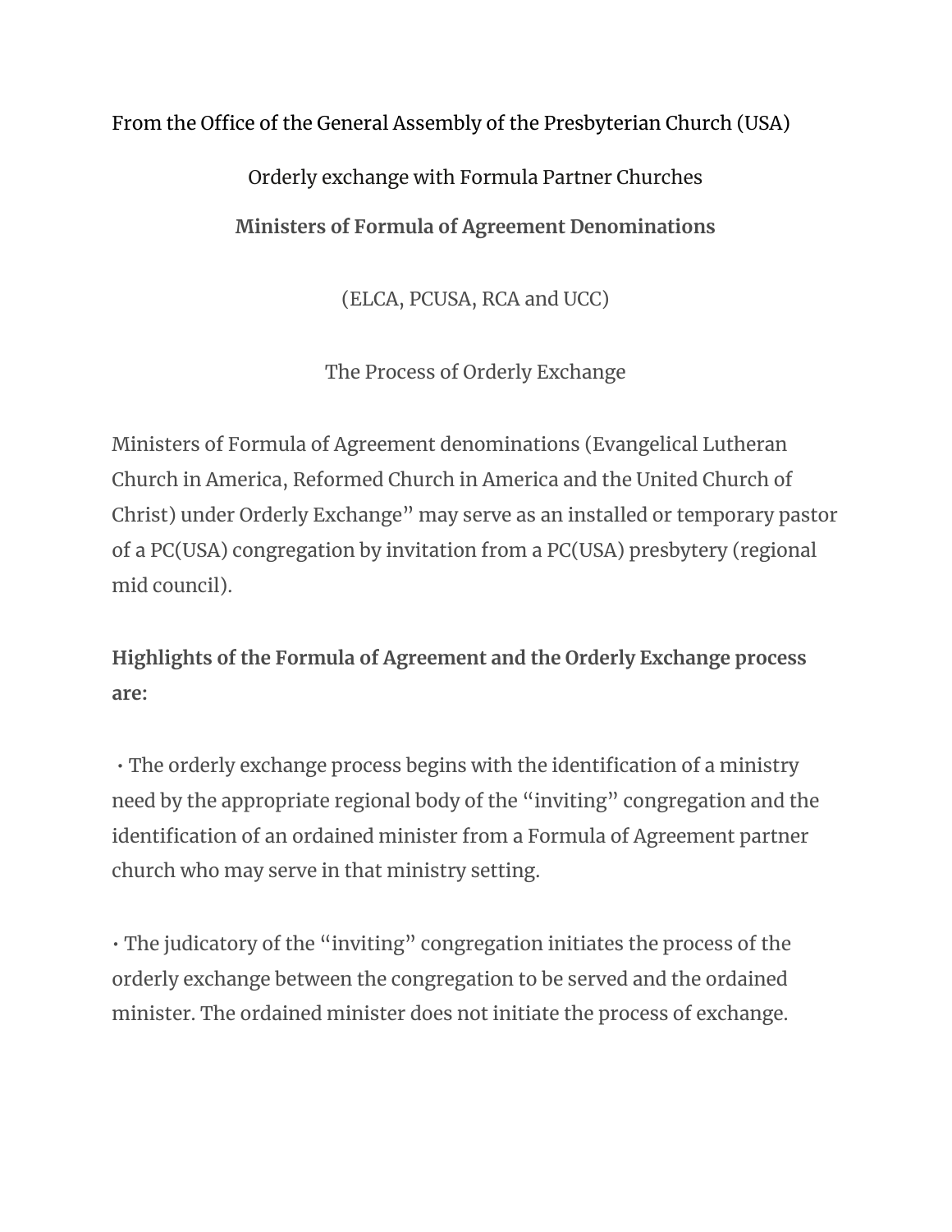From the Office of the General Assembly of the Presbyterian Church (USA)

Orderly exchange with Formula Partner Churches

## Ministers of Formula of Agreement Denominations

(ELCA, PCUSA, RCA and UCC)

The Process of Orderly Exchange

Ministers of Formula of Agreement denominations (Evangelical Lutheran Church in America, Reformed Church in America and the United Church of Christ) under Orderly Exchange" may serve as an installed or temporary pastor of a PC(USA) congregation by invitation from a PC(USA) presbytery (regional mid council).

**Highlights of the Formula of Agreement and the Orderly Exchange process are:**

- The orderly exchange process begins with the identification of a ministry need by the appropriate regional body of the "inviting" congregation and the identification of an ordained minister from a Formula of Agreement partner church who may serve in that ministry setting.

- The judicatory of the "inviting" congregation initiates the process of the orderly exchange between the congregation to be served and the ordained minister. The ordained minister does not initiate the process of exchange.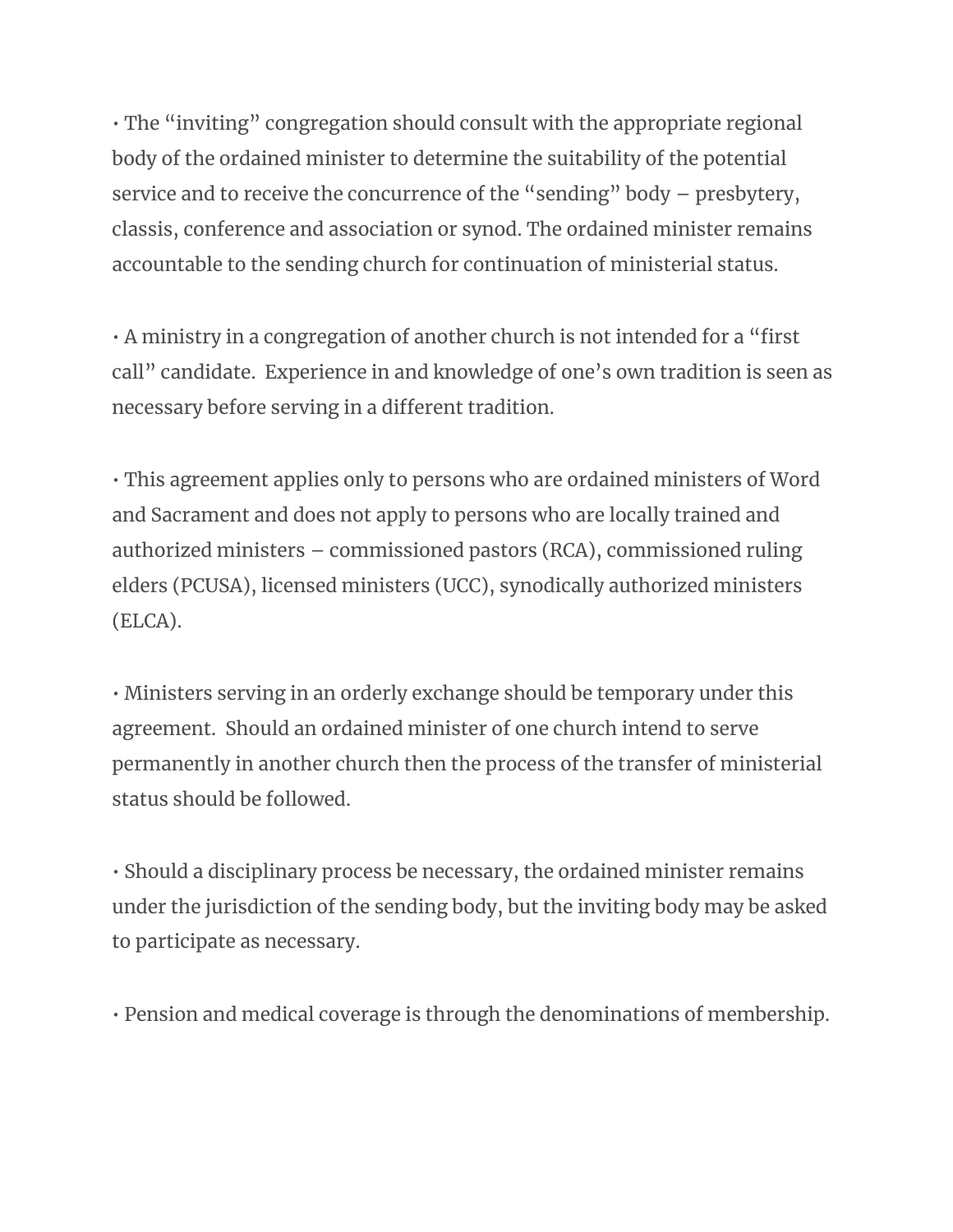• The "inviting" congregation should consult with the appropriate regional body of the ordained minister to determine the suitability of the potential service and to receive the concurrence of the "sending" body – presbytery, classis, conference and association or synod. The ordained minister remains accountable to the sending church for continuation of ministerial status.

• A ministry in a congregation of another church is not intended for a "first call" candidate. Experience in and knowledge of one's own tradition is seen as necessary before serving in a different tradition.

• This agreement applies only to persons who are ordained ministers of Word and Sacrament and does not apply to persons who are locally trained and authorized ministers – commissioned pastors (RCA), commissioned ruling elders (PCUSA), licensed ministers (UCC), synodically authorized ministers (ELCA).

• Ministers serving in an orderly exchange should be temporary under this agreement. Should an ordained minister of one church intend to serve permanently in another church then the process of the transfer of ministerial status should be followed.

• Should a disciplinary process be necessary, the ordained minister remains under the jurisdiction of the sending body, but the inviting body may be asked to participate as necessary.

• Pension and medical coverage is through the denominations of membership.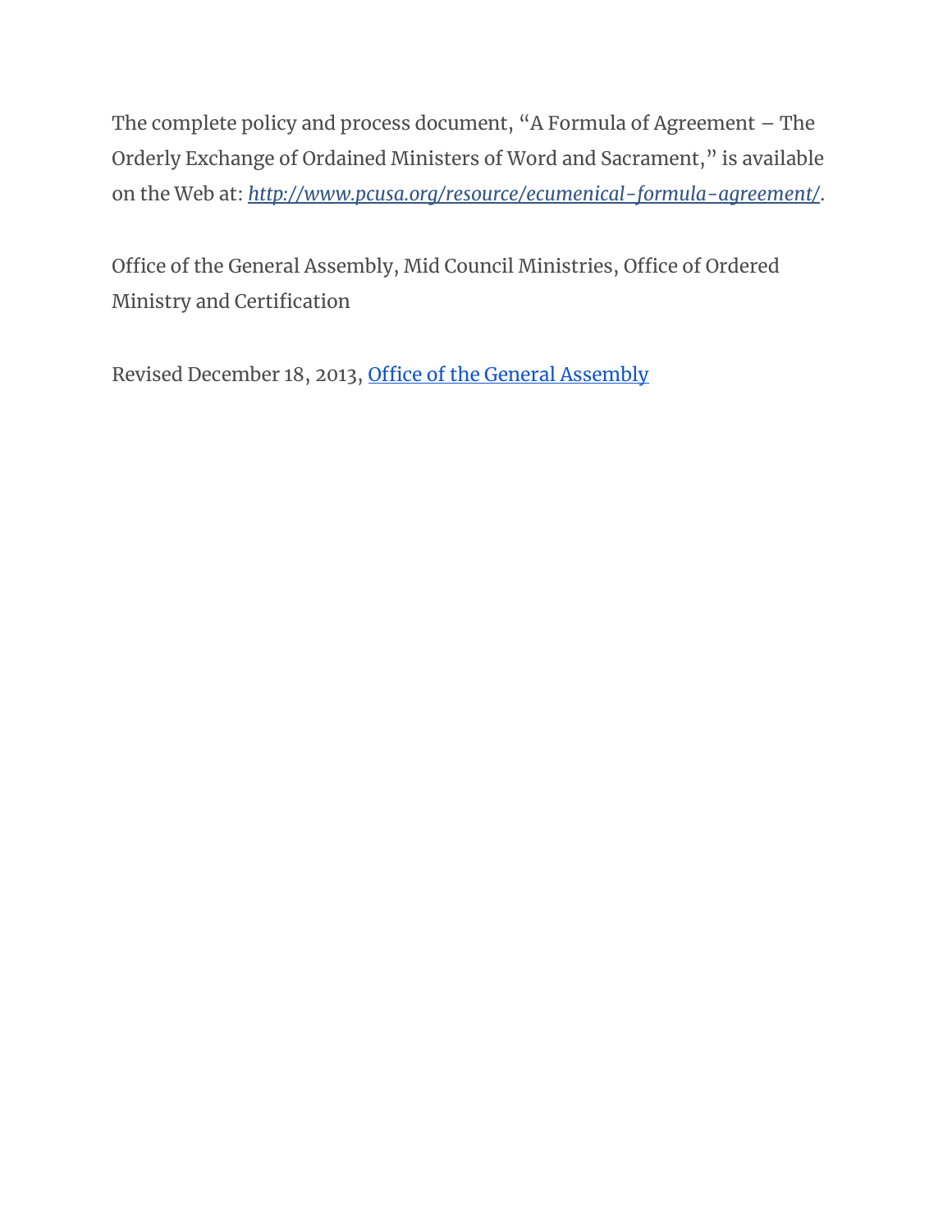The complete policy and process document, “A Formula of Agreement – The Orderly Exchange of Ordained Ministers of Word and Sacrament,” is available on the Web at: [*http://www.pcusa.org/resource/ecumenical-formula-agreement/*](http://www.pcusa.org/resource/ecumenical-formula-agreement/).

Office of the General Assembly, Mid Council Ministries, Office of Ordered Ministry and Certification

Revised December 18, 2013, Office of the General Assembly